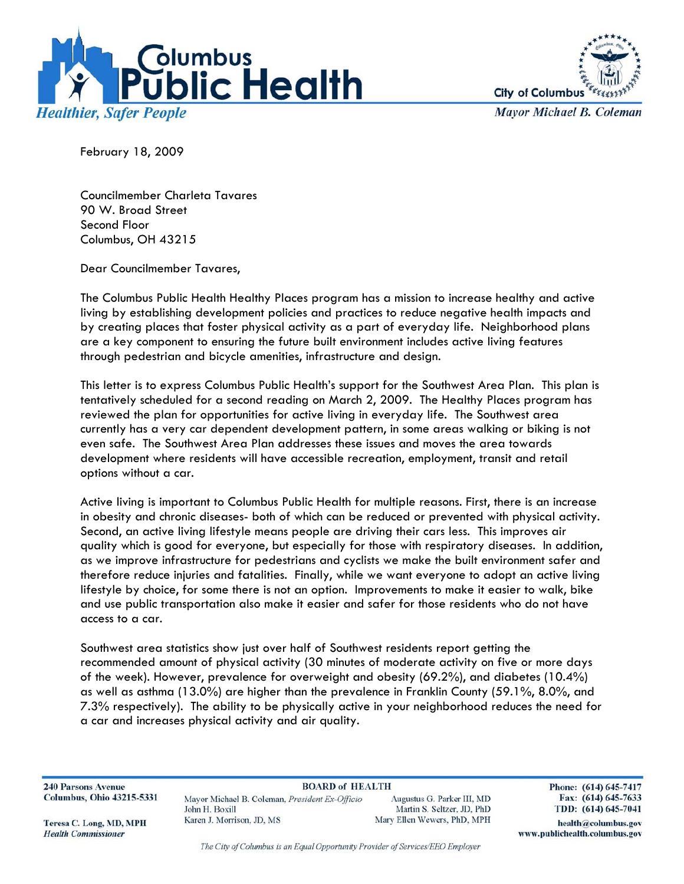# Columbus Public Health

*Healthier, Safer People*

City of Columbus

*Mayor Michael B. Coleman*

February 18, 2009

Councilmember Charleta Tavares
90 W. Broad Street
Second Floor
Columbus, OH 43215

Dear Councilmember Tavares,

The Columbus Public Health Healthy Places program has a mission to increase healthy and active living by establishing development policies and practices to reduce negative health impacts and by creating places that foster physical activity as a part of everyday life. Neighborhood plans are a key component to ensuring the future built environment includes active living features through pedestrian and bicycle amenities, infrastructure and design.

This letter is to express Columbus Public Health's support for the Southwest Area Plan. This plan is tentatively scheduled for a second reading on March 2, 2009. The Healthy Places program has reviewed the plan for opportunities for active living in everyday life. The Southwest area currently has a very car dependent development pattern, in some areas walking or biking is not even safe. The Southwest Area Plan addresses these issues and moves the area towards development where residents will have accessible recreation, employment, transit and retail options without a car.

Active living is important to Columbus Public Health for multiple reasons. First, there is an increase in obesity and chronic diseases- both of which can be reduced or prevented with physical activity. Second, an active living lifestyle means people are driving their cars less. This improves air quality which is good for everyone, but especially for those with respiratory diseases. In addition, as we improve infrastructure for pedestrians and cyclists we make the built environment safer and therefore reduce injuries and fatalities. Finally, while we want everyone to adopt an active living lifestyle by choice, for some there is not an option. Improvements to make it easier to walk, bike and use public transportation also make it easier and safer for those residents who do not have access to a car.

Southwest area statistics show just over half of Southwest residents report getting the recommended amount of physical activity (30 minutes of moderate activity on five or more days of the week). However, prevalence for overweight and obesity (69.2%), and diabetes (10.4%) as well as asthma (13.0%) are higher than the prevalence in Franklin County (59.1%, 8.0%, and 7.3% respectively). The ability to be physically active in your neighborhood reduces the need for a car and increases physical activity and air quality.

**240 Parsons Avenue**
**Columbus, Ohio 43215-5331**

**Teresa C. Long, MD, MPH**
*Health Commissioner*

**BOARD of HEALTH**

Mayor Michael B. Coleman, *President Ex-Officio*
John H. Boxill
Karen J. Morrison, JD, MS
Augustus G. Parker III, MD
Martin S. Seltzer, JD, PhD
Mary Ellen Wewers, PhD, MPH

**Phone: (614) 645-7417**
**Fax: (614) 645-7633**
**TDD: (614) 645-7041**
**health@columbus.gov**
**www.publichealth.columbus.gov**

*The City of Columbus is an Equal Opportunity Provider of Services/EEO Employer*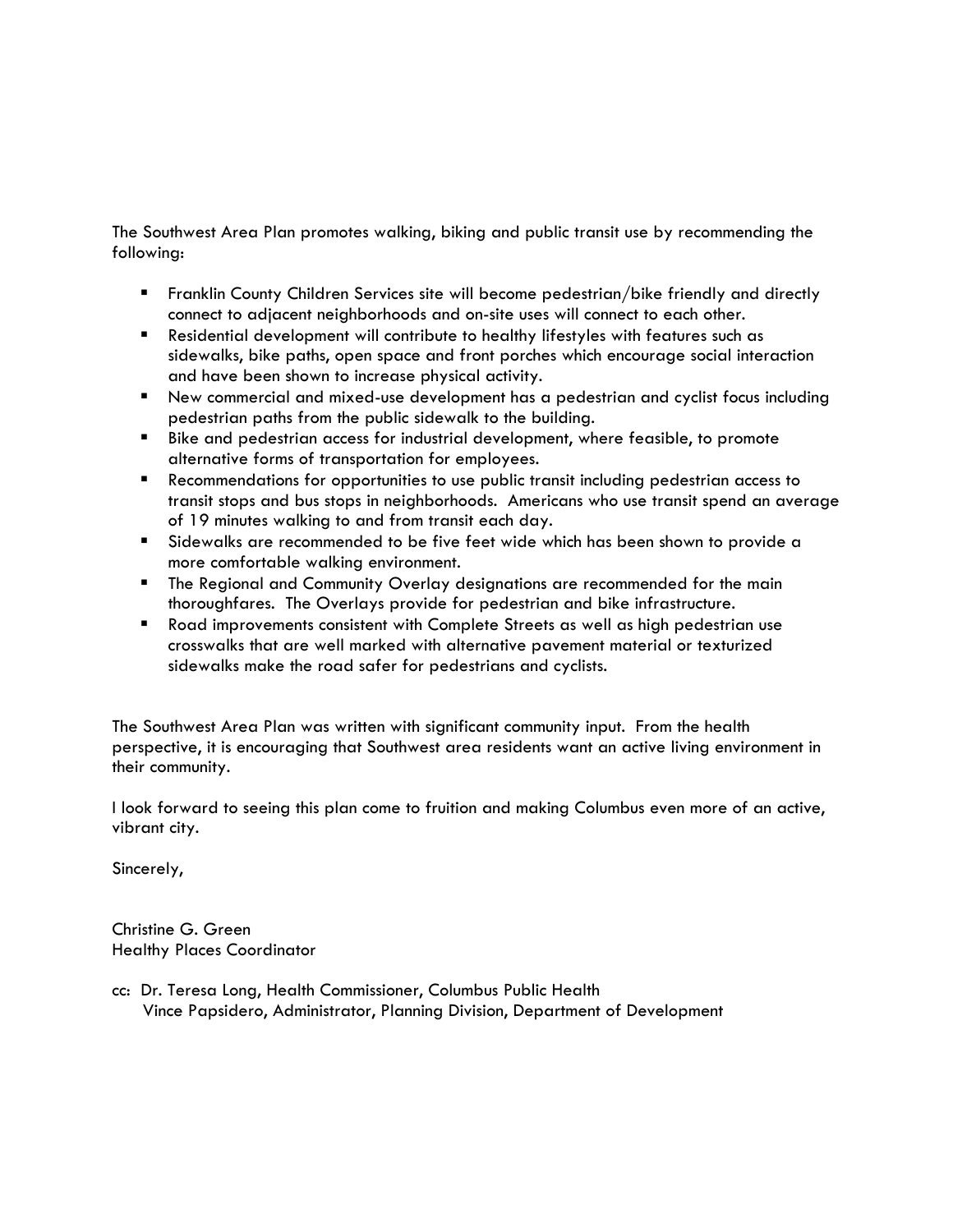The Southwest Area Plan promotes walking, biking and public transit use by recommending the following:

- Franklin County Children Services site will become pedestrian/bike friendly and directly connect to adjacent neighborhoods and on-site uses will connect to each other.
- Residential development will contribute to healthy lifestyles with features such as sidewalks, bike paths, open space and front porches which encourage social interaction and have been shown to increase physical activity.
- New commercial and mixed-use development has a pedestrian and cyclist focus including pedestrian paths from the public sidewalk to the building.
- Bike and pedestrian access for industrial development, where feasible, to promote alternative forms of transportation for employees.
- Recommendations for opportunities to use public transit including pedestrian access to transit stops and bus stops in neighborhoods. Americans who use transit spend an average of 19 minutes walking to and from transit each day.
- Sidewalks are recommended to be five feet wide which has been shown to provide a more comfortable walking environment.
- The Regional and Community Overlay designations are recommended for the main thoroughfares. The Overlays provide for pedestrian and bike infrastructure.
- Road improvements consistent with Complete Streets as well as high pedestrian use crosswalks that are well marked with alternative pavement material or texturized sidewalks make the road safer for pedestrians and cyclists.

The Southwest Area Plan was written with significant community input. From the health perspective, it is encouraging that Southwest area residents want an active living environment in their community.

I look forward to seeing this plan come to fruition and making Columbus even more of an active, vibrant city.

Sincerely,

Christine G. Green
Healthy Places Coordinator

cc: Dr. Teresa Long, Health Commissioner, Columbus Public Health
Vince Papsidero, Administrator, Planning Division, Department of Development